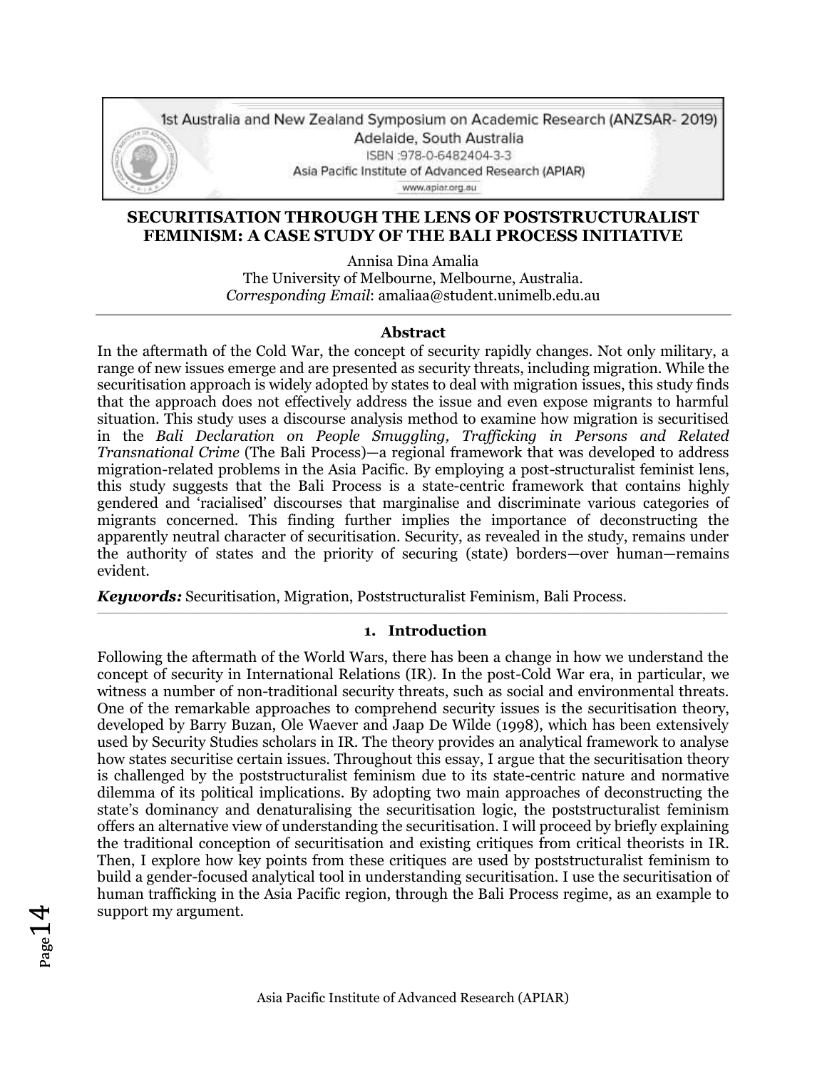# SECURITISATION THROUGH THE LENS OF POSTSTRUCTURALIST FEMINISM: A CASE STUDY OF THE BALI PROCESS INITIATVE

Annisa Dina Amalia
The University of Melbourne, Melbourne, Australia.
*Corresponding Email*: amaliaa@student.unimelb.edu.au

---

### Abstract

In the aftermath of the Cold War, the concept of security rapidly changes. Not only military, a range of new issues emerge and are presented as security threats, including migration. While the securitisation approach is widely adopted by states to deal with migration issues, this study finds that the approach does not effectively address the issue and even expose migrants to harmful situation. This study uses a discourse analysis method to examine how migration is securitised in the *Bali Declaration on People Smuggling, Trafficking in Persons and Related Transnational Crime* (The Bali Process)—a regional framework that was developed to address migration-related problems in the Asia Pacific. By employing a post-structuralist feminist lens, this study suggests that the Bali Process is a state-centric framework that contains highly gendered and 'racialised' discourses that marginalise and discriminate various categories of migrants concerned. This finding further implies the importance of deconstructing the apparently neutral character of securitisation. Security, as revealed in the study, remains under the authority of states and the priority of securing (state) borders—over human—remains evident.

***Keywords:*** Securitisation, Migration, Poststructuralist Feminism, Bali Process.

---

## 1. Introduction

Following the aftermath of the World Wars, there has been a change in how we understand the concept of security in International Relations (IR). In the post-Cold War era, in particular, we witness a number of non-traditional security threats, such as social and environmental threats. One of the remarkable approaches to comprehend security issues is the securitisation theory, developed by Barry Buzan, Ole Waever and Jaap De Wilde (1998), which has been extensively used by Security Studies scholars in IR. The theory provides an analytical framework to analyse how states securitise certain issues. Throughout this essay, I argue that the securitisation theory is challenged by the poststructuralist feminism due to its state-centric nature and normative dilemma of its political implications. By adopting two main approaches of deconstructing the state's dominancy and denaturalising the securitisation logic, the poststructuralist feminism offers an alternative view of understanding the securitisation. I will proceed by briefly explaining the traditional conception of securitisation and existing critiques from critical theorists in IR. Then, I explore how key points from these critiques are used by poststructuralist feminism to build a gender-focused analytical tool in understanding securitisation. I use the securitisation of human trafficking in the Asia Pacific region, through the Bali Process regime, as an example to support my argument.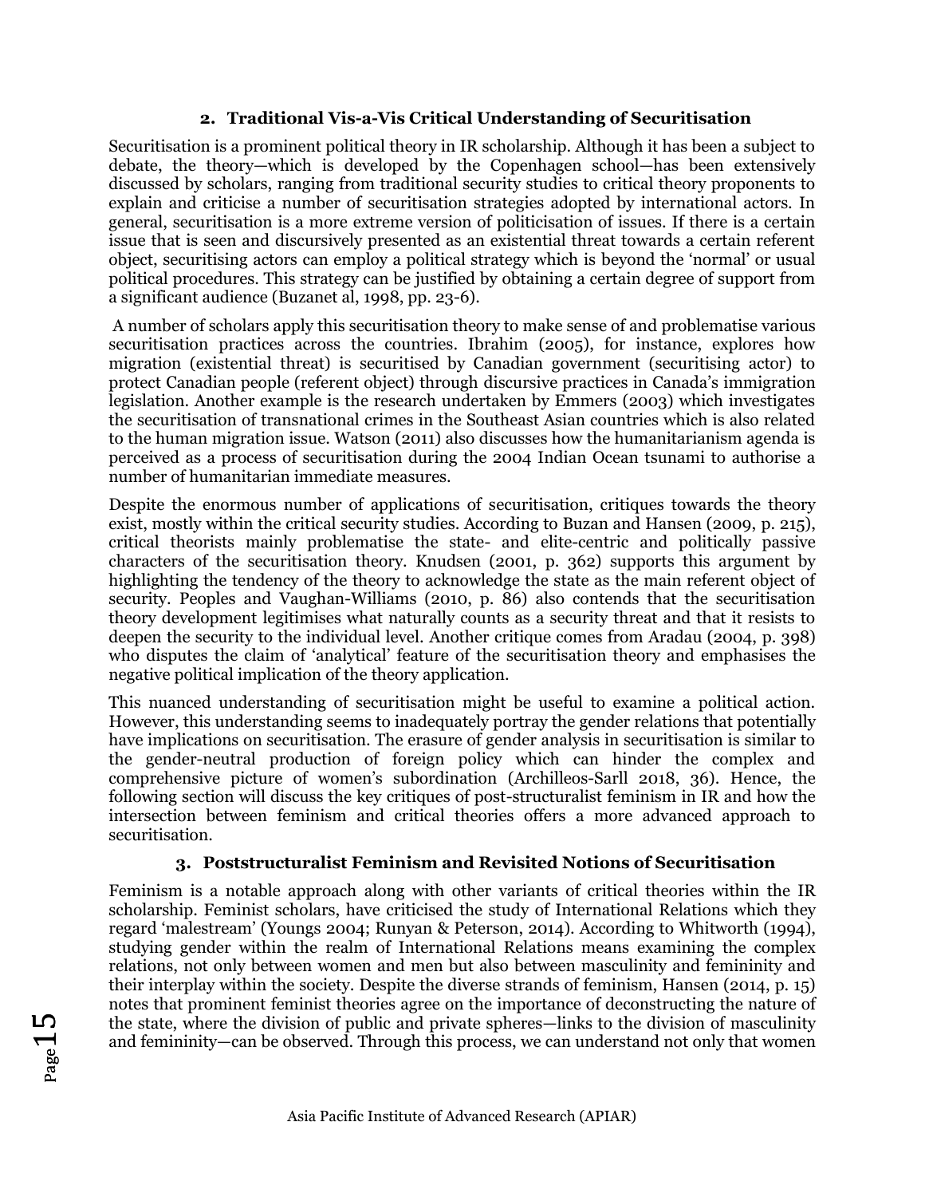## 2. Traditional Vis-a-Vis Critical Understanding of Securitisation

Securitisation is a prominent political theory in IR scholarship. Although it has been a subject to debate, the theory—which is developed by the Copenhagen school—has been extensively discussed by scholars, ranging from traditional security studies to critical theory proponents to explain and criticise a number of securitisation strategies adopted by international actors. In general, securitisation is a more extreme version of politicisation of issues. If there is a certain issue that is seen and discursively presented as an existential threat towards a certain referent object, securitising actors can employ a political strategy which is beyond the 'normal' or usual political procedures. This strategy can be justified by obtaining a certain degree of support from a significant audience (Buzanet al, 1998, pp. 23-6).

A number of scholars apply this securitisation theory to make sense of and problematise various securitisation practices across the countries. Ibrahim (2005), for instance, explores how migration (existential threat) is securitised by Canadian government (securitising actor) to protect Canadian people (referent object) through discursive practices in Canada's immigration legislation. Another example is the research undertaken by Emmers (2003) which investigates the securitisation of transnational crimes in the Southeast Asian countries which is also related to the human migration issue. Watson (2011) also discusses how the humanitarianism agenda is perceived as a process of securitisation during the 2004 Indian Ocean tsunami to authorise a number of humanitarian immediate measures.

Despite the enormous number of applications of securitisation, critiques towards the theory exist, mostly within the critical security studies. According to Buzan and Hansen (2009, p. 215), critical theorists mainly problematise the state- and elite-centric and politically passive characters of the securitisation theory. Knudsen (2001, p. 362) supports this argument by highlighting the tendency of the theory to acknowledge the state as the main referent object of security. Peoples and Vaughan-Williams (2010, p. 86) also contends that the securitisation theory development legitimises what naturally counts as a security threat and that it resists to deepen the security to the individual level. Another critique comes from Aradau (2004, p. 398) who disputes the claim of 'analytical' feature of the securitisation theory and emphasises the negative political implication of the theory application.

This nuanced understanding of securitisation might be useful to examine a political action. However, this understanding seems to inadequately portray the gender relations that potentially have implications on securitisation. The erasure of gender analysis in securitisation is similar to the gender-neutral production of foreign policy which can hinder the complex and comprehensive picture of women's subordination (Archilleos-Sarll 2018, 36). Hence, the following section will discuss the key critiques of post-structuralist feminism in IR and how the intersection between feminism and critical theories offers a more advanced approach to securitisation.

## 3. Poststructuralist Feminism and Revisited Notions of Securitisation

Feminism is a notable approach along with other variants of critical theories within the IR scholarship. Feminist scholars, have criticised the study of International Relations which they regard 'malestream' (Youngs 2004; Runyan & Peterson, 2014). According to Whitworth (1994), studying gender within the realm of International Relations means examining the complex relations, not only between women and men but also between masculinity and femininity and their interplay within the society. Despite the diverse strands of feminism, Hansen (2014, p. 15) notes that prominent feminist theories agree on the importance of deconstructing the nature of the state, where the division of public and private spheres—links to the division of masculinity and femininity—can be observed. Through this process, we can understand not only that women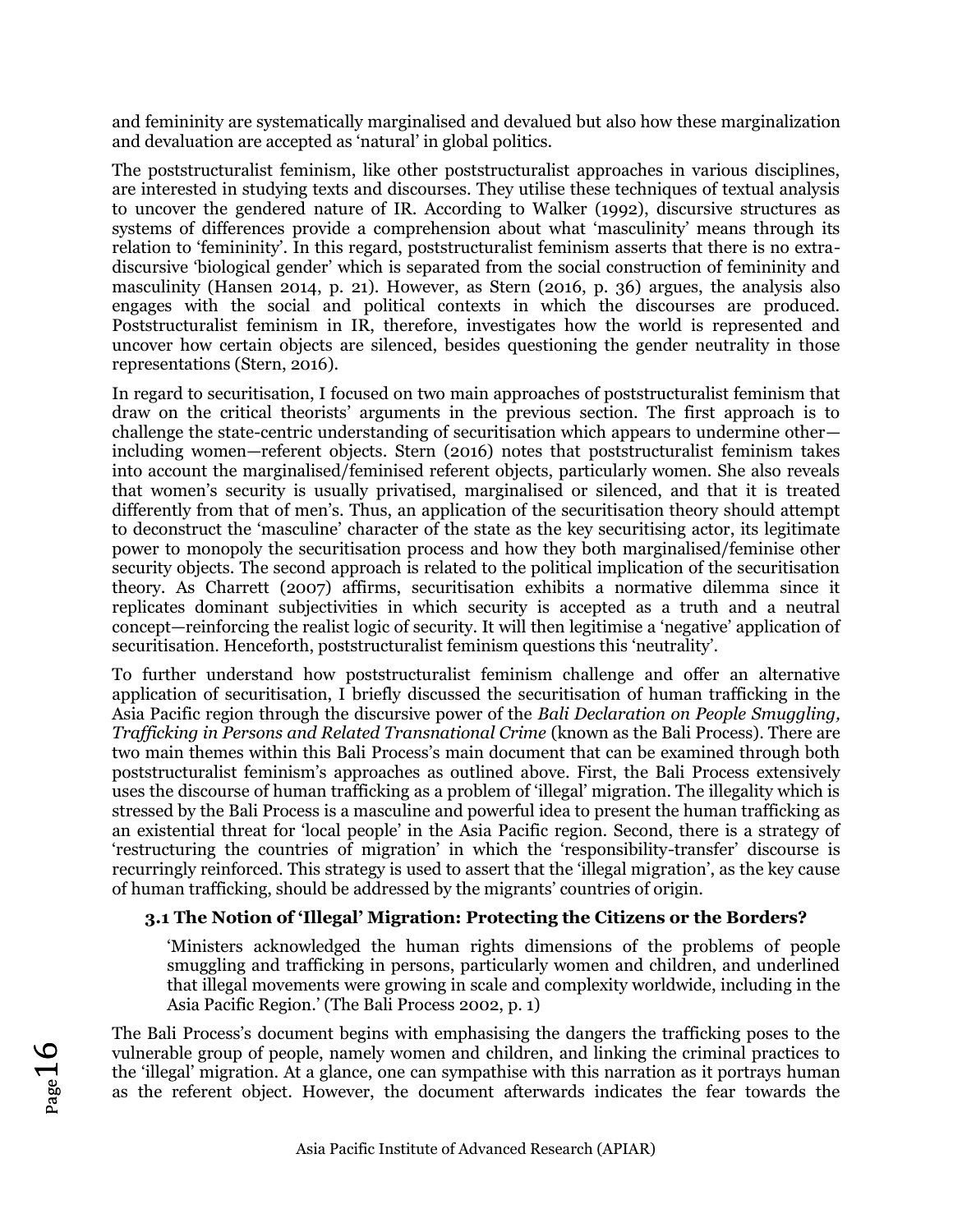and femininity are systematically marginalised and devalued but also how these marginalization and devaluation are accepted as 'natural' in global politics.

The poststructuralist feminism, like other poststructuralist approaches in various disciplines, are interested in studying texts and discourses. They utilise these techniques of textual analysis to uncover the gendered nature of IR. According to Walker (1992), discursive structures as systems of differences provide a comprehension about what 'masculinity' means through its relation to 'femininity'. In this regard, poststructuralist feminism asserts that there is no extra-discursive 'biological gender' which is separated from the social construction of femininity and masculinity (Hansen 2014, p. 21). However, as Stern (2016, p. 36) argues, the analysis also engages with the social and political contexts in which the discourses are produced. Poststructuralist feminism in IR, therefore, investigates how the world is represented and uncover how certain objects are silenced, besides questioning the gender neutrality in those representations (Stern, 2016).

In regard to securitisation, I focused on two main approaches of poststructuralist feminism that draw on the critical theorists' arguments in the previous section. The first approach is to challenge the state-centric understanding of securitisation which appears to undermine other—including women—referent objects. Stern (2016) notes that poststructuralist feminism takes into account the marginalised/feminised referent objects, particularly women. She also reveals that women's security is usually privatised, marginalised or silenced, and that it is treated differently from that of men's. Thus, an application of the securitisation theory should attempt to deconstruct the 'masculine' character of the state as the key securitising actor, its legitimate power to monopoly the securitisation process and how they both marginalised/feminise other security objects. The second approach is related to the political implication of the securitisation theory. As Charrett (2007) affirms, securitisation exhibits a normative dilemma since it replicates dominant subjectivities in which security is accepted as a truth and a neutral concept—reinforcing the realist logic of security. It will then legitimise a 'negative' application of securitisation. Henceforth, poststructuralist feminism questions this 'neutrality'.

To further understand how poststructuralist feminism challenge and offer an alternative application of securitisation, I briefly discussed the securitisation of human trafficking in the Asia Pacific region through the discursive power of the *Bali Declaration on People Smuggling, Trafficking in Persons and Related Transnational Crime* (known as the Bali Process). There are two main themes within this Bali Process's main document that can be examined through both poststructuralist feminism's approaches as outlined above. First, the Bali Process extensively uses the discourse of human trafficking as a problem of 'illegal' migration. The illegality which is stressed by the Bali Process is a masculine and powerful idea to present the human trafficking as an existential threat for 'local people' in the Asia Pacific region. Second, there is a strategy of 'restructuring the countries of migration' in which the 'responsibility-transfer' discourse is recurringly reinforced. This strategy is used to assert that the 'illegal migration', as the key cause of human trafficking, should be addressed by the migrants' countries of origin.

### 3.1 The Notion of 'Illegal' Migration: Protecting the Citizens or the Borders?

> 'Ministers acknowledged the human rights dimensions of the problems of people smuggling and trafficking in persons, particularly women and children, and underlined that illegal movements were growing in scale and complexity worldwide, including in the Asia Pacific Region.' (The Bali Process 2002, p. 1)

The Bali Process's document begins with emphasising the dangers the trafficking poses to the vulnerable group of people, namely women and children, and linking the criminal practices to the 'illegal' migration. At a glance, one can sympathise with this narration as it portrays human as the referent object. However, the document afterwards indicates the fear towards the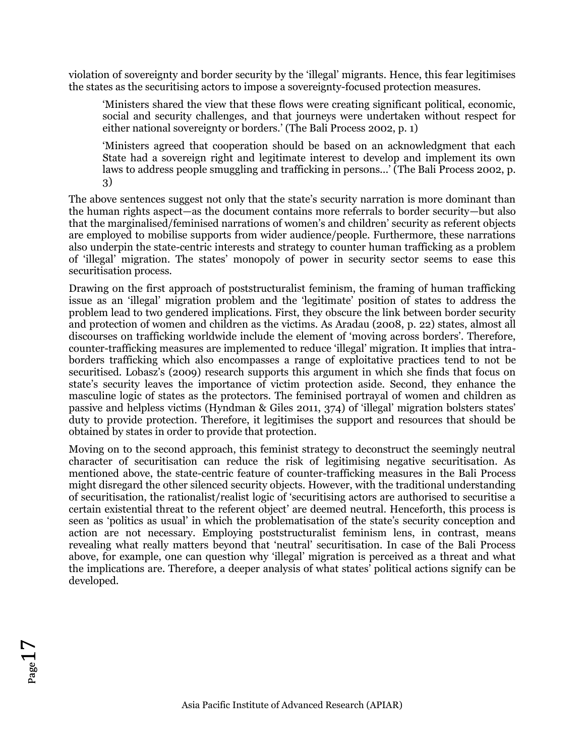violation of sovereignty and border security by the 'illegal' migrants. Hence, this fear legitimises the states as the securitising actors to impose a sovereignty-focused protection measures.

> 'Ministers shared the view that these flows were creating significant political, economic, social and security challenges, and that journeys were undertaken without respect for either national sovereignty or borders.' (The Bali Process 2002, p. 1)

> 'Ministers agreed that cooperation should be based on an acknowledgment that each State had a sovereign right and legitimate interest to develop and implement its own laws to address people smuggling and trafficking in persons...' (The Bali Process 2002, p. 3)

The above sentences suggest not only that the state's security narration is more dominant than the human rights aspect—as the document contains more referrals to border security—but also that the marginalised/feminised narrations of women's and children' security as referent objects are employed to mobilise supports from wider audience/people. Furthermore, these narrations also underpin the state-centric interests and strategy to counter human trafficking as a problem of 'illegal' migration. The states' monopoly of power in security sector seems to ease this securitisation process.

Drawing on the first approach of poststructuralist feminism, the framing of human trafficking issue as an 'illegal' migration problem and the 'legitimate' position of states to address the problem lead to two gendered implications. First, they obscure the link between border security and protection of women and children as the victims. As Aradau (2008, p. 22) states, almost all discourses on trafficking worldwide include the element of 'moving across borders'. Therefore, counter-trafficking measures are implemented to reduce 'illegal' migration. It implies that intra-borders trafficking which also encompasses a range of exploitative practices tend to not be securitised. Lobasz's (2009) research supports this argument in which she finds that focus on state's security leaves the importance of victim protection aside. Second, they enhance the masculine logic of states as the protectors. The feminised portrayal of women and children as passive and helpless victims (Hyndman & Giles 2011, 374) of 'illegal' migration bolsters states' duty to provide protection. Therefore, it legitimises the support and resources that should be obtained by states in order to provide that protection.

Moving on to the second approach, this feminist strategy to deconstruct the seemingly neutral character of securitisation can reduce the risk of legitimising negative securitisation. As mentioned above, the state-centric feature of counter-trafficking measures in the Bali Process might disregard the other silenced security objects. However, with the traditional understanding of securitisation, the rationalist/realist logic of 'securitising actors are authorised to securitise a certain existential threat to the referent object' are deemed neutral. Henceforth, this process is seen as 'politics as usual' in which the problematisation of the state's security conception and action are not necessary. Employing poststructuralist feminism lens, in contrast, means revealing what really matters beyond that 'neutral' securitisation. In case of the Bali Process above, for example, one can question why 'illegal' migration is perceived as a threat and what the implications are. Therefore, a deeper analysis of what states' political actions signify can be developed.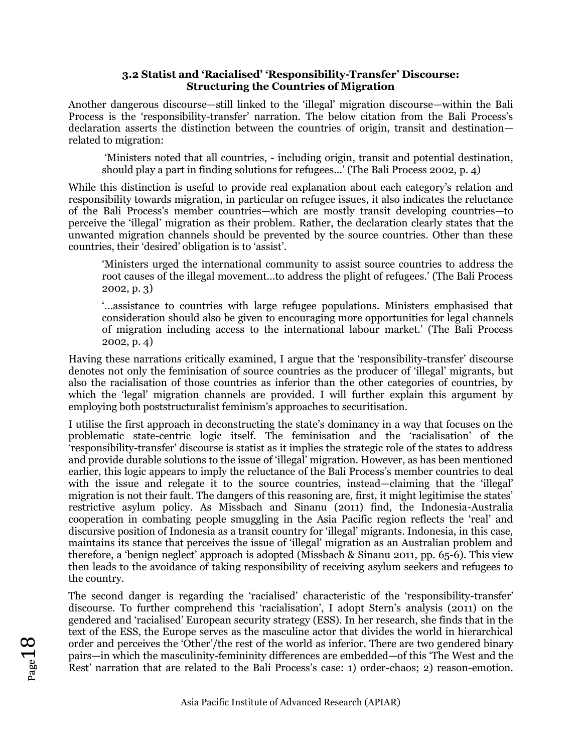### 3.2 Statist and 'Racialised' 'Responsibility-Transfer' Discourse: Structuring the Countries of Migration

Another dangerous discourse—still linked to the 'illegal' migration discourse—within the Bali Process is the 'responsibility-transfer' narration. The below citation from the Bali Process's declaration asserts the distinction between the countries of origin, transit and destination—related to migration:

> 'Ministers noted that all countries, - including origin, transit and potential destination, should play a part in finding solutions for refugees...' (The Bali Process 2002, p. 4)

While this distinction is useful to provide real explanation about each category's relation and responsibility towards migration, in particular on refugee issues, it also indicates the reluctance of the Bali Process's member countries—which are mostly transit developing countries—to perceive the 'illegal' migration as their problem. Rather, the declaration clearly states that the unwanted migration channels should be prevented by the source countries. Other than these countries, their 'desired' obligation is to 'assist'.

> 'Ministers urged the international community to assist source countries to address the root causes of the illegal movement...to address the plight of refugees.' (The Bali Process 2002, p. 3)
>
> '...assistance to countries with large refugee populations. Ministers emphasised that consideration should also be given to encouraging more opportunities for legal channels of migration including access to the international labour market.' (The Bali Process 2002, p. 4)

Having these narrations critically examined, I argue that the 'responsibility-transfer' discourse denotes not only the feminisation of source countries as the producer of 'illegal' migrants, but also the racialisation of those countries as inferior than the other categories of countries, by which the 'legal' migration channels are provided. I will further explain this argument by employing both poststructuralist feminism's approaches to securitisation.

I utilise the first approach in deconstructing the state's dominancy in a way that focuses on the problematic state-centric logic itself. The feminisation and the 'racialisation' of the 'responsibility-transfer' discourse is statist as it implies the strategic role of the states to address and provide durable solutions to the issue of 'illegal' migration. However, as has been mentioned earlier, this logic appears to imply the reluctance of the Bali Process's member countries to deal with the issue and relegate it to the source countries, instead—claiming that the 'illegal' migration is not their fault. The dangers of this reasoning are, first, it might legitimise the states' restrictive asylum policy. As Missbach and Sinanu (2011) find, the Indonesia-Australia cooperation in combating people smuggling in the Asia Pacific region reflects the 'real' and discursive position of Indonesia as a transit country for 'illegal' migrants. Indonesia, in this case, maintains its stance that perceives the issue of 'illegal' migration as an Australian problem and therefore, a 'benign neglect' approach is adopted (Missbach & Sinanu 2011, pp. 65-6). This view then leads to the avoidance of taking responsibility of receiving asylum seekers and refugees to the country.

The second danger is regarding the 'racialised' characteristic of the 'responsibility-transfer' discourse. To further comprehend this 'racialisation', I adopt Stern's analysis (2011) on the gendered and 'racialised' European security strategy (ESS). In her research, she finds that in the text of the ESS, the Europe serves as the masculine actor that divides the world in hierarchical order and perceives the 'Other'/the rest of the world as inferior. There are two gendered binary pairs—in which the masculinity-femininity differences are embedded—of this 'The West and the Rest' narration that are related to the Bali Process's case: 1) order-chaos; 2) reason-emotion.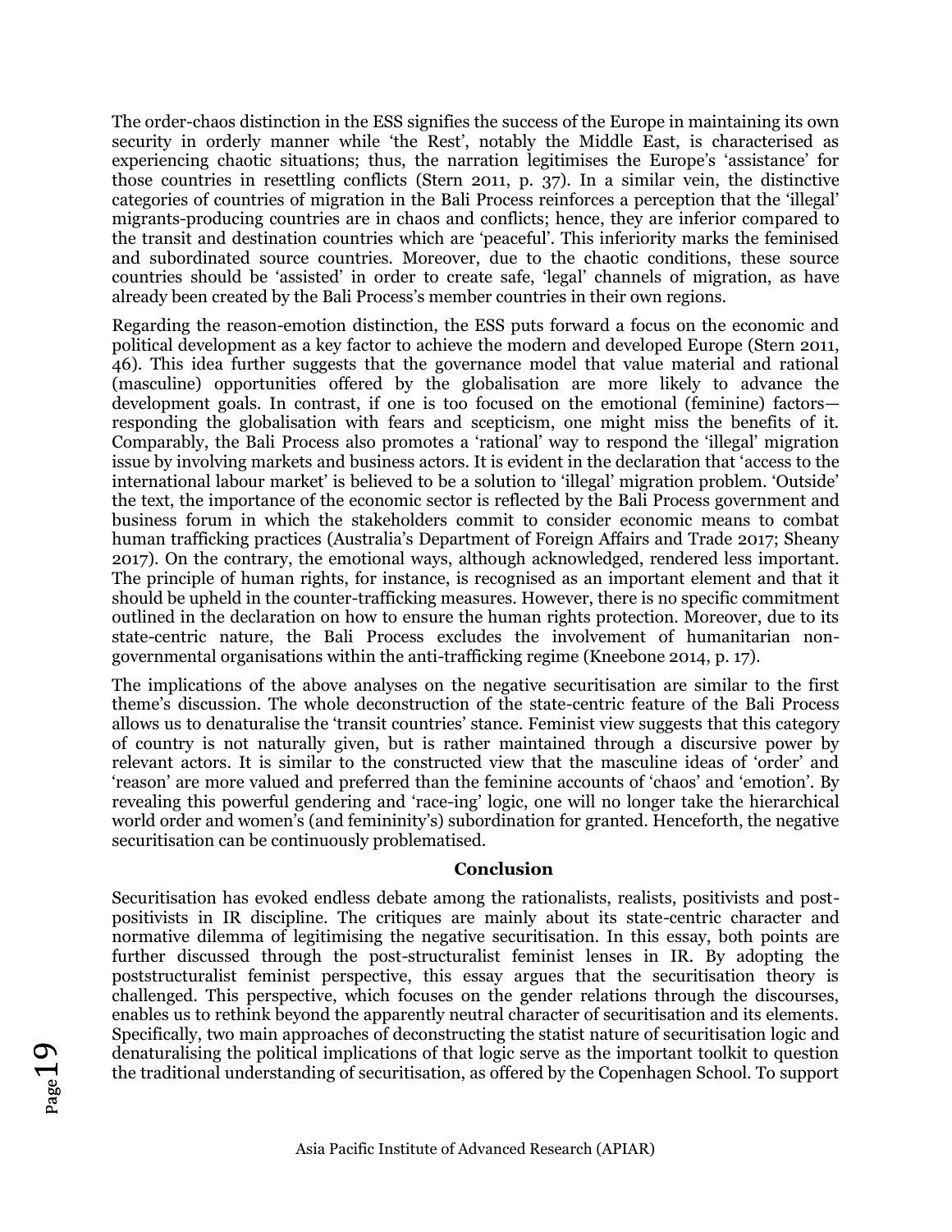The order-chaos distinction in the ESS signifies the success of the Europe in maintaining its own security in orderly manner while 'the Rest', notably the Middle East, is characterised as experiencing chaotic situations; thus, the narration legitimises the Europe's 'assistance' for those countries in resettling conflicts (Stern 2011, p. 37). In a similar vein, the distinctive categories of countries of migration in the Bali Process reinforces a perception that the 'illegal' migrants-producing countries are in chaos and conflicts; hence, they are inferior compared to the transit and destination countries which are 'peaceful'. This inferiority marks the feminised and subordinated source countries. Moreover, due to the chaotic conditions, these source countries should be 'assisted' in order to create safe, 'legal' channels of migration, as have already been created by the Bali Process's member countries in their own regions.

Regarding the reason-emotion distinction, the ESS puts forward a focus on the economic and political development as a key factor to achieve the modern and developed Europe (Stern 2011, 46). This idea further suggests that the governance model that value material and rational (masculine) opportunities offered by the globalisation are more likely to advance the development goals. In contrast, if one is too focused on the emotional (feminine) factors—responding the globalisation with fears and scepticism, one might miss the benefits of it. Comparably, the Bali Process also promotes a 'rational' way to respond the 'illegal' migration issue by involving markets and business actors. It is evident in the declaration that 'access to the international labour market' is believed to be a solution to 'illegal' migration problem. 'Outside' the text, the importance of the economic sector is reflected by the Bali Process government and business forum in which the stakeholders commit to consider economic means to combat human trafficking practices (Australia's Department of Foreign Affairs and Trade 2017; Sheany 2017). On the contrary, the emotional ways, although acknowledged, rendered less important. The principle of human rights, for instance, is recognised as an important element and that it should be upheld in the counter-trafficking measures. However, there is no specific commitment outlined in the declaration on how to ensure the human rights protection. Moreover, due to its state-centric nature, the Bali Process excludes the involvement of humanitarian non-governmental organisations within the anti-trafficking regime (Kneebone 2014, p. 17).

The implications of the above analyses on the negative securitisation are similar to the first theme's discussion. The whole deconstruction of the state-centric feature of the Bali Process allows us to denaturalise the 'transit countries' stance. Feminist view suggests that this category of country is not naturally given, but is rather maintained through a discursive power by relevant actors. It is similar to the constructed view that the masculine ideas of 'order' and 'reason' are more valued and preferred than the feminine accounts of 'chaos' and 'emotion'. By revealing this powerful gendering and 'race-ing' logic, one will no longer take the hierarchical world order and women's (and femininity's) subordination for granted. Henceforth, the negative securitisation can be continuously problematised.

## Conclusion

Securitisation has evoked endless debate among the rationalists, realists, positivists and post-positivists in IR discipline. The critiques are mainly about its state-centric character and normative dilemma of legitimising the negative securitisation. In this essay, both points are further discussed through the post-structuralist feminist lenses in IR. By adopting the poststructuralist feminist perspective, this essay argues that the securitisation theory is challenged. This perspective, which focuses on the gender relations through the discourses, enables us to rethink beyond the apparently neutral character of securitisation and its elements. Specifically, two main approaches of deconstructing the statist nature of securitisation logic and denaturalising the political implications of that logic serve as the important toolkit to question the traditional understanding of securitisation, as offered by the Copenhagen School. To support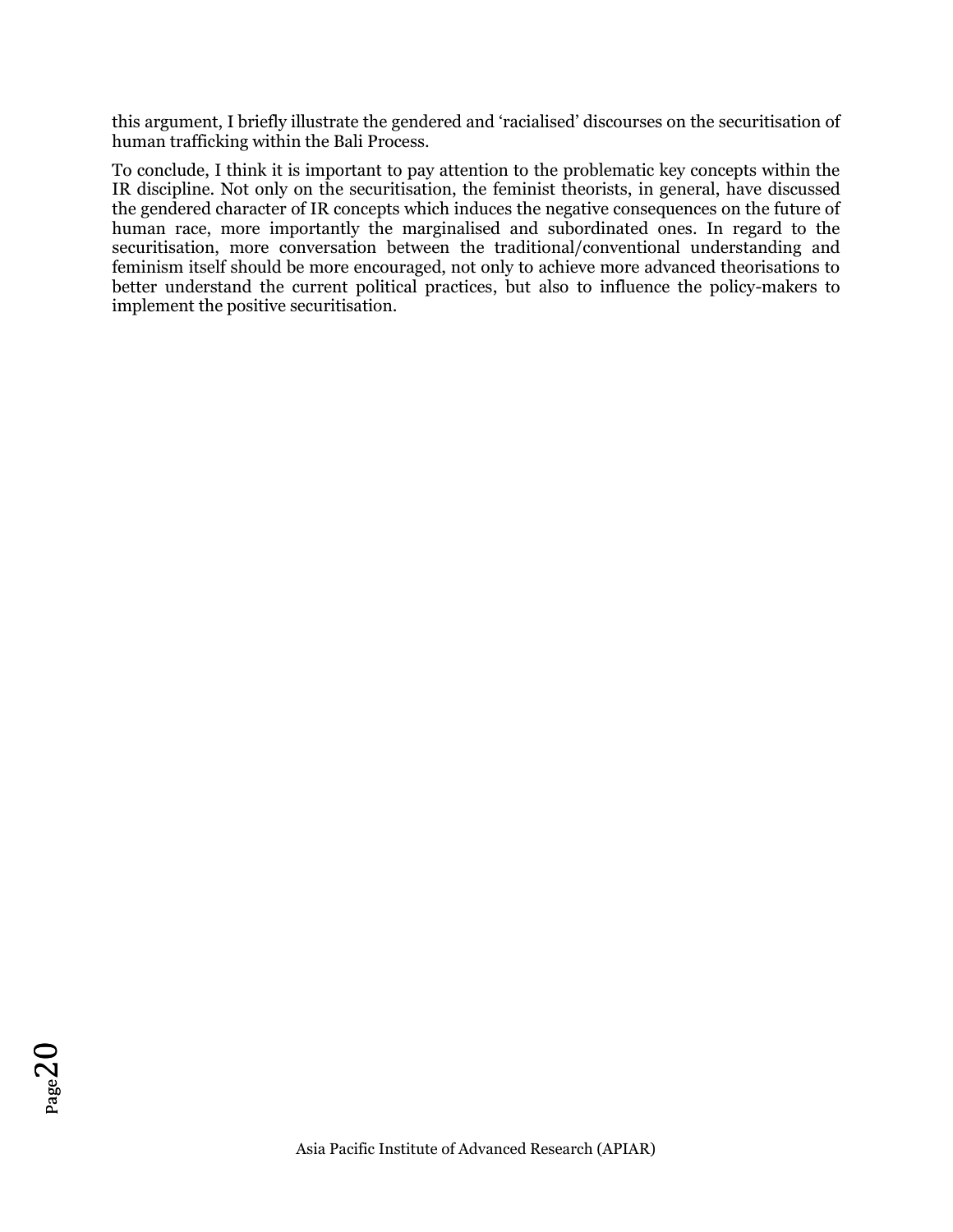this argument, I briefly illustrate the gendered and 'racialised' discourses on the securitisation of human trafficking within the Bali Process.

To conclude, I think it is important to pay attention to the problematic key concepts within the IR discipline. Not only on the securitisation, the feminist theorists, in general, have discussed the gendered character of IR concepts which induces the negative consequences on the future of human race, more importantly the marginalised and subordinated ones. In regard to the securitisation, more conversation between the traditional/conventional understanding and feminism itself should be more encouraged, not only to achieve more advanced theorisations to better understand the current political practices, but also to influence the policy-makers to implement the positive securitisation.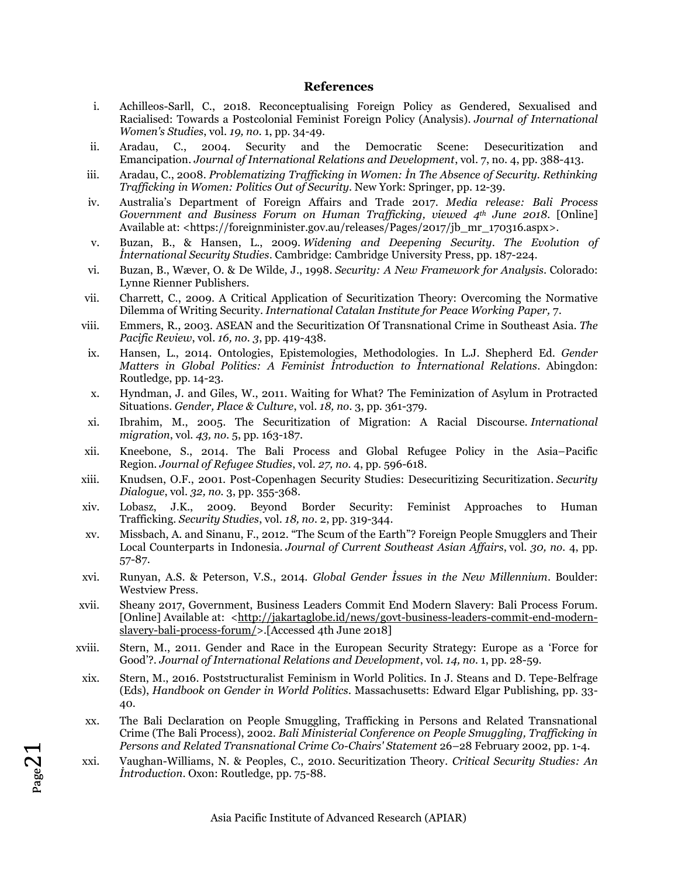## References

i. Achilleos-Sarll, C., 2018. Reconceptualising Foreign Policy as Gendered, Sexualised and Racialised: Towards a Postcolonial Feminist Foreign Policy (Analysis). *Journal of International Women's Studies*, vol. *19, no.* 1, pp. 34-49.

ii. Aradau, C., 2004. Security and the Democratic Scene: Desecuritization and Emancipation. *Journal of International Relations and Development*, vol. 7, no. 4, pp. 388-413.

iii. Aradau, C., 2008. *Problematizing Trafficking in Women: İn The Absence of Security. Rethinking Trafficking in Women: Politics Out of Security*. New York: Springer, pp. 12-39.

iv. Australia's Department of Foreign Affairs and Trade 2017. *Media release: Bali Process Government and Business Forum on Human Trafficking, viewed 4th June 2018*. [Online] Available at: <https://foreignminister.gov.au/releases/Pages/2017/jb_mr_170316.aspx>.

v. Buzan, B., & Hansen, L., 2009. *Widening and Deepening Security. The Evolution of İnternational Security Studies*. Cambridge: Cambridge University Press, pp. 187-224.

vi. Buzan, B., Wæver, O. & De Wilde, J., 1998. *Security: A New Framework for Analysis*. Colorado: Lynne Rienner Publishers.

vii. Charrett, C., 2009. A Critical Application of Securitization Theory: Overcoming the Normative Dilemma of Writing Security. *International Catalan Institute for Peace Working Paper,* 7.

viii. Emmers, R., 2003. ASEAN and the Securitization Of Transnational Crime in Southeast Asia. *The Pacific Review*, vol. *16, no. 3*, pp. 419-438.

ix. Hansen, L., 2014. Ontologies, Epistemologies, Methodologies. In L.J. Shepherd Ed. *Gender Matters in Global Politics: A Feminist İntroduction to İnternational Relations*. Abingdon: Routledge, pp. 14-23.

x. Hyndman, J. and Giles, W., 2011. Waiting for What? The Feminization of Asylum in Protracted Situations. *Gender, Place & Culture*, vol. *18, no.* 3, pp. 361-379.

xi. Ibrahim, M., 2005. The Securitization of Migration: A Racial Discourse. *International migration*, vol. *43, no.* 5, pp. 163-187.

xii. Kneebone, S., 2014. The Bali Process and Global Refugee Policy in the Asia–Pacific Region. *Journal of Refugee Studies*, vol. *27, no.* 4, pp. 596-618.

xiii. Knudsen, O.F., 2001. Post-Copenhagen Security Studies: Desecuritizing Securitization. *Security Dialogue*, vol. *32, no.* 3, pp. 355-368.

xiv. Lobasz, J.K., 2009. Beyond Border Security: Feminist Approaches to Human Trafficking. *Security Studies*, vol. *18, no.* 2, pp. 319-344.

xv. Missbach, A. and Sinanu, F., 2012. "The Scum of the Earth"? Foreign People Smugglers and Their Local Counterparts in Indonesia. *Journal of Current Southeast Asian Affairs*, vol. *30, no.* 4, pp. 57-87.

xvi. Runyan, A.S. & Peterson, V.S., 2014. *Global Gender İssues in the New Millennium*. Boulder: Westview Press.

xvii. Sheany 2017, Government, Business Leaders Commit End Modern Slavery: Bali Process Forum. [Online] Available at: <http://jakartaglobe.id/news/govt-business-leaders-commit-end-modern-slavery-bali-process-forum/>.[Accessed 4th June 2018]

xviii. Stern, M., 2011. Gender and Race in the European Security Strategy: Europe as a 'Force for Good'?. *Journal of International Relations and Development*, vol. *14, no.* 1, pp. 28-59.

xix. Stern, M., 2016. Poststructuralist Feminism in World Politics. In J. Steans and D. Tepe-Belfrage (Eds), *Handbook on Gender in World Politics*. Massachusetts: Edward Elgar Publishing, pp. 33-40.

xx. The Bali Declaration on People Smuggling, Trafficking in Persons and Related Transnational Crime (The Bali Process), 2002. *Bali Ministerial Conference on People Smuggling, Trafficking in Persons and Related Transnational Crime Co-Chairs' Statement* 26–28 February 2002, pp. 1-4.

xxi. Vaughan-Williams, N. & Peoples, C., 2010. Securitization Theory. *Critical Security Studies: An İntroduction*. Oxon: Routledge, pp. 75-88.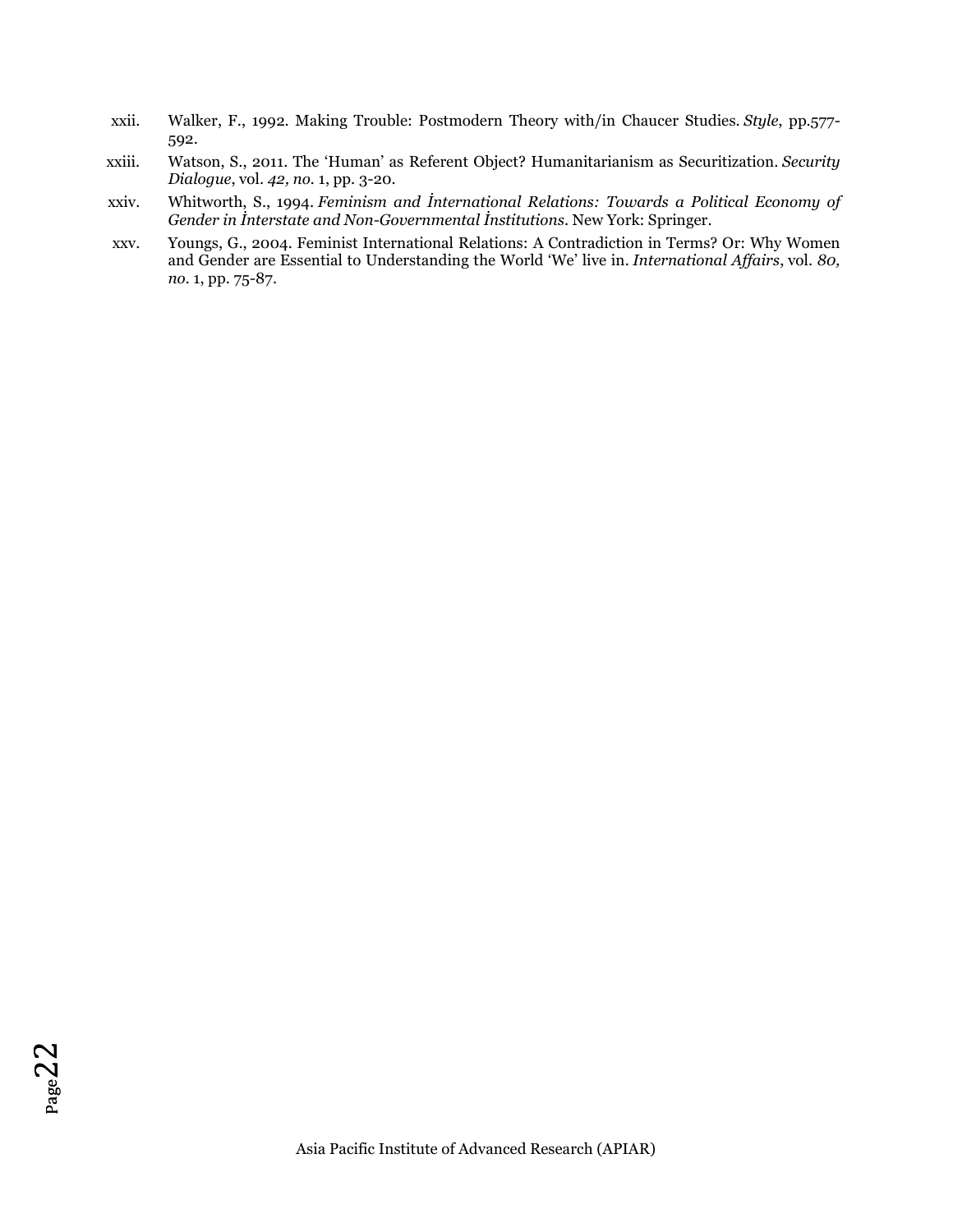xxii. Walker, F., 1992. Making Trouble: Postmodern Theory with/in Chaucer Studies. *Style*, pp.577-592.

xxiii. Watson, S., 2011. The 'Human' as Referent Object? Humanitarianism as Securitization. *Security Dialogue*, vol. *42, no.* 1, pp. 3-20.

xxiv. Whitworth, S., 1994. *Feminism and İnternational Relations: Towards a Political Economy of Gender in İnterstate and Non-Governmental İnstitutions*. New York: Springer.

xxv. Youngs, G., 2004. Feminist International Relations: A Contradiction in Terms? Or: Why Women and Gender are Essential to Understanding the World 'We' live in. *International Affairs*, vol. *80, no.* 1, pp. 75-87.